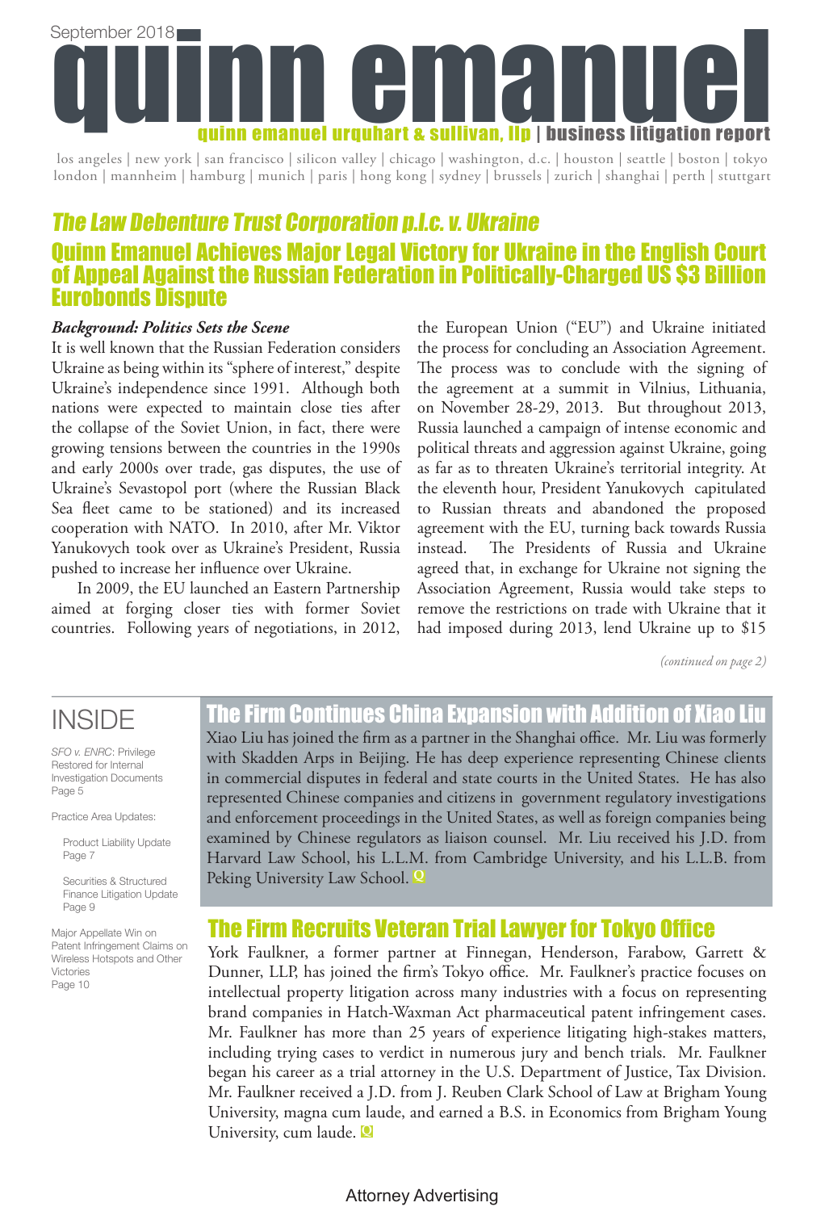September 2018

# quinn emanuel

**quinn emanuel urquhart & sullivan, llp | business litigation report**

los angeles | new york | san francisco | silicon valley | chicago | washington, d.c. | houston | seattle | boston | tokyo
london | mannheim | hamburg | munich | paris | hong kong | sydney | brussels | zurich | shanghai | perth | stuttgart

## *The Law Debenture Trust Corporation p.l.c. v. Ukraine*

## Quinn Emanuel Achieves Major Legal Victory for Ukraine in the English Court of Appeal Against the Russian Federation in Politically-Charged US $3 Billion Eurobonds Dispute

***Background: Politics Sets the Scene***

It is well known that the Russian Federation considers Ukraine as being within its "sphere of interest," despite Ukraine's independence since 1991. Although both nations were expected to maintain close ties after the collapse of the Soviet Union, in fact, there were growing tensions between the countries in the 1990s and early 2000s over trade, gas disputes, the use of Ukraine's Sevastopol port (where the Russian Black Sea fleet came to be stationed) and its increased cooperation with NATO. In 2010, after Mr. Viktor Yanukovych took over as Ukraine's President, Russia pushed to increase her influence over Ukraine.

In 2009, the EU launched an Eastern Partnership aimed at forging closer ties with former Soviet countries. Following years of negotiations, in 2012, the European Union ("EU") and Ukraine initiated the process for concluding an Association Agreement. The process was to conclude with the signing of the agreement at a summit in Vilnius, Lithuania, on November 28-29, 2013. But throughout 2013, Russia launched a campaign of intense economic and political threats and aggression against Ukraine, going as far as to threaten Ukraine's territorial integrity. At the eleventh hour, President Yanukovych capitulated to Russian threats and abandoned the proposed agreement with the EU, turning back towards Russia instead. The Presidents of Russia and Ukraine agreed that, in exchange for Ukraine not signing the Association Agreement, Russia would take steps to remove the restrictions on trade with Ukraine that it had imposed during 2013, lend Ukraine up to $15

*(continued on page 2)*

## INSIDE

*SFO v. ENRC*: Privilege Restored for Internal Investigation Documents
Page 5

Practice Area Updates:

- Product Liability Update
  Page 7
- Securities & Structured Finance Litigation Update
  Page 9

Major Appellate Win on Patent Infringement Claims on Wireless Hotspots and Other Victories
Page 10

## The Firm Continues China Expansion with Addition of Xiao Liu

Xiao Liu has joined the firm as a partner in the Shanghai office. Mr. Liu was formerly with Skadden Arps in Beijing. He has deep experience representing Chinese clients in commercial disputes in federal and state courts in the United States. He has also represented Chinese companies and citizens in government regulatory investigations and enforcement proceedings in the United States, as well as foreign companies being examined by Chinese regulators as liaison counsel. Mr. Liu received his J.D. from Harvard Law School, his L.L.M. from Cambridge University, and his L.L.B. from Peking University Law School.

## The Firm Recruits Veteran Trial Lawyer for Tokyo Office

York Faulkner, a former partner at Finnegan, Henderson, Farabow, Garrett & Dunner, LLP, has joined the firm's Tokyo office. Mr. Faulkner's practice focuses on intellectual property litigation across many industries with a focus on representing brand companies in Hatch-Waxman Act pharmaceutical patent infringement cases. Mr. Faulkner has more than 25 years of experience litigating high-stakes matters, including trying cases to verdict in numerous jury and bench trials. Mr. Faulkner began his career as a trial attorney in the U.S. Department of Justice, Tax Division. Mr. Faulkner received a J.D. from J. Reuben Clark School of Law at Brigham Young University, magna cum laude, and earned a B.S. in Economics from Brigham Young University, cum laude.

Attorney Advertising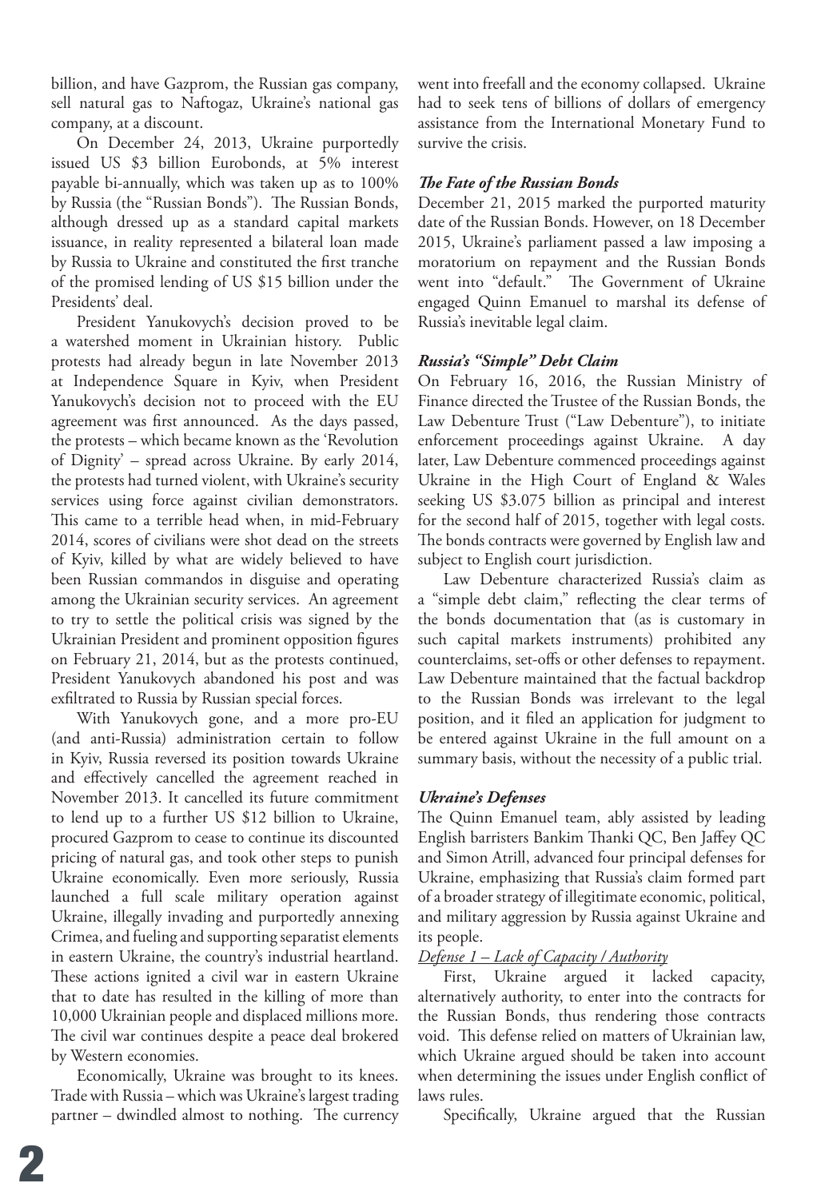billion, and have Gazprom, the Russian gas company, sell natural gas to Naftogaz, Ukraine's national gas company, at a discount.

On December 24, 2013, Ukraine purportedly issued US $3 billion Eurobonds, at 5% interest payable bi-annually, which was taken up as to 100% by Russia (the "Russian Bonds"). The Russian Bonds, although dressed up as a standard capital markets issuance, in reality represented a bilateral loan made by Russia to Ukraine and constituted the first tranche of the promised lending of US $15 billion under the Presidents' deal.

President Yanukovych's decision proved to be a watershed moment in Ukrainian history. Public protests had already begun in late November 2013 at Independence Square in Kyiv, when President Yanukovych's decision not to proceed with the EU agreement was first announced. As the days passed, the protests – which became known as the 'Revolution of Dignity' – spread across Ukraine. By early 2014, the protests had turned violent, with Ukraine's security services using force against civilian demonstrators. This came to a terrible head when, in mid-February 2014, scores of civilians were shot dead on the streets of Kyiv, killed by what are widely believed to have been Russian commandos in disguise and operating among the Ukrainian security services. An agreement to try to settle the political crisis was signed by the Ukrainian President and prominent opposition figures on February 21, 2014, but as the protests continued, President Yanukovych abandoned his post and was exfiltrated to Russia by Russian special forces.

With Yanukovych gone, and a more pro-EU (and anti-Russia) administration certain to follow in Kyiv, Russia reversed its position towards Ukraine and effectively cancelled the agreement reached in November 2013. It cancelled its future commitment to lend up to a further US $12 billion to Ukraine, procured Gazprom to cease to continue its discounted pricing of natural gas, and took other steps to punish Ukraine economically. Even more seriously, Russia launched a full scale military operation against Ukraine, illegally invading and purportedly annexing Crimea, and fueling and supporting separatist elements in eastern Ukraine, the country's industrial heartland. These actions ignited a civil war in eastern Ukraine that to date has resulted in the killing of more than 10,000 Ukrainian people and displaced millions more. The civil war continues despite a peace deal brokered by Western economies.

Economically, Ukraine was brought to its knees. Trade with Russia – which was Ukraine's largest trading partner – dwindled almost to nothing. The currency went into freefall and the economy collapsed. Ukraine had to seek tens of billions of dollars of emergency assistance from the International Monetary Fund to survive the crisis.

### *The Fate of the Russian Bonds*

December 21, 2015 marked the purported maturity date of the Russian Bonds. However, on 18 December 2015, Ukraine's parliament passed a law imposing a moratorium on repayment and the Russian Bonds went into "default." The Government of Ukraine engaged Quinn Emanuel to marshal its defense of Russia's inevitable legal claim.

### *Russia's "Simple" Debt Claim*

On February 16, 2016, the Russian Ministry of Finance directed the Trustee of the Russian Bonds, the Law Debenture Trust ("Law Debenture"), to initiate enforcement proceedings against Ukraine. A day later, Law Debenture commenced proceedings against Ukraine in the High Court of England & Wales seeking US $3.075 billion as principal and interest for the second half of 2015, together with legal costs. The bonds contracts were governed by English law and subject to English court jurisdiction.

Law Debenture characterized Russia's claim as a "simple debt claim," reflecting the clear terms of the bonds documentation that (as is customary in such capital markets instruments) prohibited any counterclaims, set-offs or other defenses to repayment. Law Debenture maintained that the factual backdrop to the Russian Bonds was irrelevant to the legal position, and it filed an application for judgment to be entered against Ukraine in the full amount on a summary basis, without the necessity of a public trial.

### *Ukraine's Defenses*

The Quinn Emanuel team, ably assisted by leading English barristers Bankim Thanki QC, Ben Jaffey QC and Simon Atrill, advanced four principal defenses for Ukraine, emphasizing that Russia's claim formed part of a broader strategy of illegitimate economic, political, and military aggression by Russia against Ukraine and its people.

*Defense 1 – Lack of Capacity / Authority*

First, Ukraine argued it lacked capacity, alternatively authority, to enter into the contracts for the Russian Bonds, thus rendering those contracts void. This defense relied on matters of Ukrainian law, which Ukraine argued should be taken into account when determining the issues under English conflict of laws rules.

Specifically, Ukraine argued that the Russian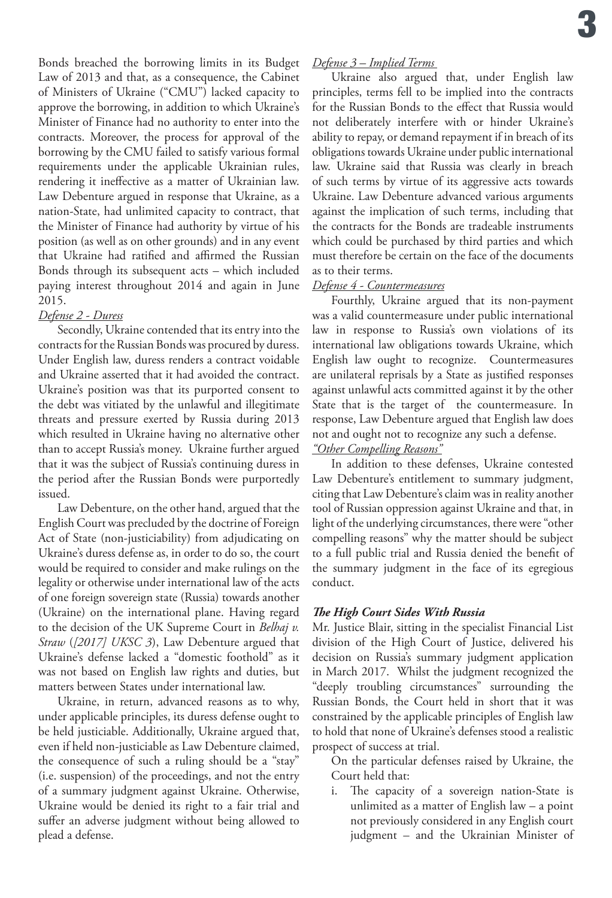Bonds breached the borrowing limits in its Budget Law of 2013 and that, as a consequence, the Cabinet of Ministers of Ukraine ("CMU") lacked capacity to approve the borrowing, in addition to which Ukraine's Minister of Finance had no authority to enter into the contracts. Moreover, the process for approval of the borrowing by the CMU failed to satisfy various formal requirements under the applicable Ukrainian rules, rendering it ineffective as a matter of Ukrainian law. Law Debenture argued in response that Ukraine, as a nation-State, had unlimited capacity to contract, that the Minister of Finance had authority by virtue of his position (as well as on other grounds) and in any event that Ukraine had ratified and affirmed the Russian Bonds through its subsequent acts – which included paying interest throughout 2014 and again in June 2015.

*Defense 2 - Duress*

Secondly, Ukraine contended that its entry into the contracts for the Russian Bonds was procured by duress. Under English law, duress renders a contract voidable and Ukraine asserted that it had avoided the contract. Ukraine's position was that its purported consent to the debt was vitiated by the unlawful and illegitimate threats and pressure exerted by Russia during 2013 which resulted in Ukraine having no alternative other than to accept Russia's money. Ukraine further argued that it was the subject of Russia's continuing duress in the period after the Russian Bonds were purportedly issued.

Law Debenture, on the other hand, argued that the English Court was precluded by the doctrine of Foreign Act of State (non-justiciability) from adjudicating on Ukraine's duress defense as, in order to do so, the court would be required to consider and make rulings on the legality or otherwise under international law of the acts of one foreign sovereign state (Russia) towards another (Ukraine) on the international plane. Having regard to the decision of the UK Supreme Court in *Belhaj v. Straw* (*[2017] UKSC 3*), Law Debenture argued that Ukraine's defense lacked a "domestic foothold" as it was not based on English law rights and duties, but matters between States under international law.

Ukraine, in return, advanced reasons as to why, under applicable principles, its duress defense ought to be held justiciable. Additionally, Ukraine argued that, even if held non-justiciable as Law Debenture claimed, the consequence of such a ruling should be a "stay" (i.e. suspension) of the proceedings, and not the entry of a summary judgment against Ukraine. Otherwise, Ukraine would be denied its right to a fair trial and suffer an adverse judgment without being allowed to plead a defense.

*Defense 3 – Implied Terms*

Ukraine also argued that, under English law principles, terms fell to be implied into the contracts for the Russian Bonds to the effect that Russia would not deliberately interfere with or hinder Ukraine's ability to repay, or demand repayment if in breach of its obligations towards Ukraine under public international law. Ukraine said that Russia was clearly in breach of such terms by virtue of its aggressive acts towards Ukraine. Law Debenture advanced various arguments against the implication of such terms, including that the contracts for the Bonds are tradeable instruments which could be purchased by third parties and which must therefore be certain on the face of the documents as to their terms.

*Defense 4 - Countermeasures*

Fourthly, Ukraine argued that its non-payment was a valid countermeasure under public international law in response to Russia's own violations of its international law obligations towards Ukraine, which English law ought to recognize. Countermeasures are unilateral reprisals by a State as justified responses against unlawful acts committed against it by the other State that is the target of the countermeasure. In response, Law Debenture argued that English law does not and ought not to recognize any such a defense.

*"Other Compelling Reasons"*

In addition to these defenses, Ukraine contested Law Debenture's entitlement to summary judgment, citing that Law Debenture's claim was in reality another tool of Russian oppression against Ukraine and that, in light of the underlying circumstances, there were "other compelling reasons" why the matter should be subject to a full public trial and Russia denied the benefit of the summary judgment in the face of its egregious conduct.

### *The High Court Sides With Russia*

Mr. Justice Blair, sitting in the specialist Financial List division of the High Court of Justice, delivered his decision on Russia's summary judgment application in March 2017. Whilst the judgment recognized the "deeply troubling circumstances" surrounding the Russian Bonds, the Court held in short that it was constrained by the applicable principles of English law to hold that none of Ukraine's defenses stood a realistic prospect of success at trial.

On the particular defenses raised by Ukraine, the Court held that:

i. The capacity of a sovereign nation-State is unlimited as a matter of English law – a point not previously considered in any English court judgment – and the Ukrainian Minister of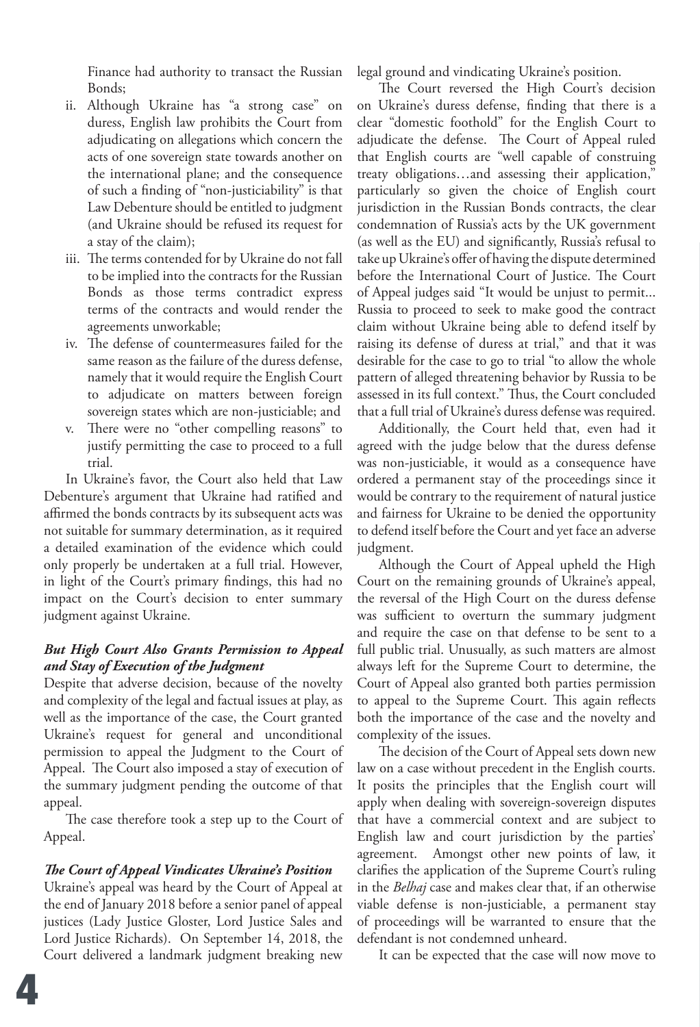Finance had authority to transact the Russian Bonds;

ii. Although Ukraine has "a strong case" on duress, English law prohibits the Court from adjudicating on allegations which concern the acts of one sovereign state towards another on the international plane; and the consequence of such a finding of "non-justiciability" is that Law Debenture should be entitled to judgment (and Ukraine should be refused its request for a stay of the claim);
iii. The terms contended for by Ukraine do not fall to be implied into the contracts for the Russian Bonds as those terms contradict express terms of the contracts and would render the agreements unworkable;
iv. The defense of countermeasures failed for the same reason as the failure of the duress defense, namely that it would require the English Court to adjudicate on matters between foreign sovereign states which are non-justiciable; and
v. There were no "other compelling reasons" to justify permitting the case to proceed to a full trial.

In Ukraine's favor, the Court also held that Law Debenture's argument that Ukraine had ratified and affirmed the bonds contracts by its subsequent acts was not suitable for summary determination, as it required a detailed examination of the evidence which could only properly be undertaken at a full trial. However, in light of the Court's primary findings, this had no impact on the Court's decision to enter summary judgment against Ukraine.

### *But High Court Also Grants Permission to Appeal and Stay of Execution of the Judgment*

Despite that adverse decision, because of the novelty and complexity of the legal and factual issues at play, as well as the importance of the case, the Court granted Ukraine's request for general and unconditional permission to appeal the Judgment to the Court of Appeal. The Court also imposed a stay of execution of the summary judgment pending the outcome of that appeal.

The case therefore took a step up to the Court of Appeal.

### *The Court of Appeal Vindicates Ukraine's Position*

Ukraine's appeal was heard by the Court of Appeal at the end of January 2018 before a senior panel of appeal justices (Lady Justice Gloster, Lord Justice Sales and Lord Justice Richards). On September 14, 2018, the Court delivered a landmark judgment breaking new legal ground and vindicating Ukraine's position.

The Court reversed the High Court's decision on Ukraine's duress defense, finding that there is a clear "domestic foothold" for the English Court to adjudicate the defense. The Court of Appeal ruled that English courts are "well capable of construing treaty obligations…and assessing their application," particularly so given the choice of English court jurisdiction in the Russian Bonds contracts, the clear condemnation of Russia's acts by the UK government (as well as the EU) and significantly, Russia's refusal to take up Ukraine's offer of having the dispute determined before the International Court of Justice. The Court of Appeal judges said "It would be unjust to permit... Russia to proceed to seek to make good the contract claim without Ukraine being able to defend itself by raising its defense of duress at trial," and that it was desirable for the case to go to trial "to allow the whole pattern of alleged threatening behavior by Russia to be assessed in its full context." Thus, the Court concluded that a full trial of Ukraine's duress defense was required.

Additionally, the Court held that, even had it agreed with the judge below that the duress defense was non-justiciable, it would as a consequence have ordered a permanent stay of the proceedings since it would be contrary to the requirement of natural justice and fairness for Ukraine to be denied the opportunity to defend itself before the Court and yet face an adverse judgment.

Although the Court of Appeal upheld the High Court on the remaining grounds of Ukraine's appeal, the reversal of the High Court on the duress defense was sufficient to overturn the summary judgment and require the case on that defense to be sent to a full public trial. Unusually, as such matters are almost always left for the Supreme Court to determine, the Court of Appeal also granted both parties permission to appeal to the Supreme Court. This again reflects both the importance of the case and the novelty and complexity of the issues.

The decision of the Court of Appeal sets down new law on a case without precedent in the English courts. It posits the principles that the English court will apply when dealing with sovereign-sovereign disputes that have a commercial context and are subject to English law and court jurisdiction by the parties' agreement. Amongst other new points of law, it clarifies the application of the Supreme Court's ruling in the *Belhaj* case and makes clear that, if an otherwise viable defense is non-justiciable, a permanent stay of proceedings will be warranted to ensure that the defendant is not condemned unheard.

It can be expected that the case will now move to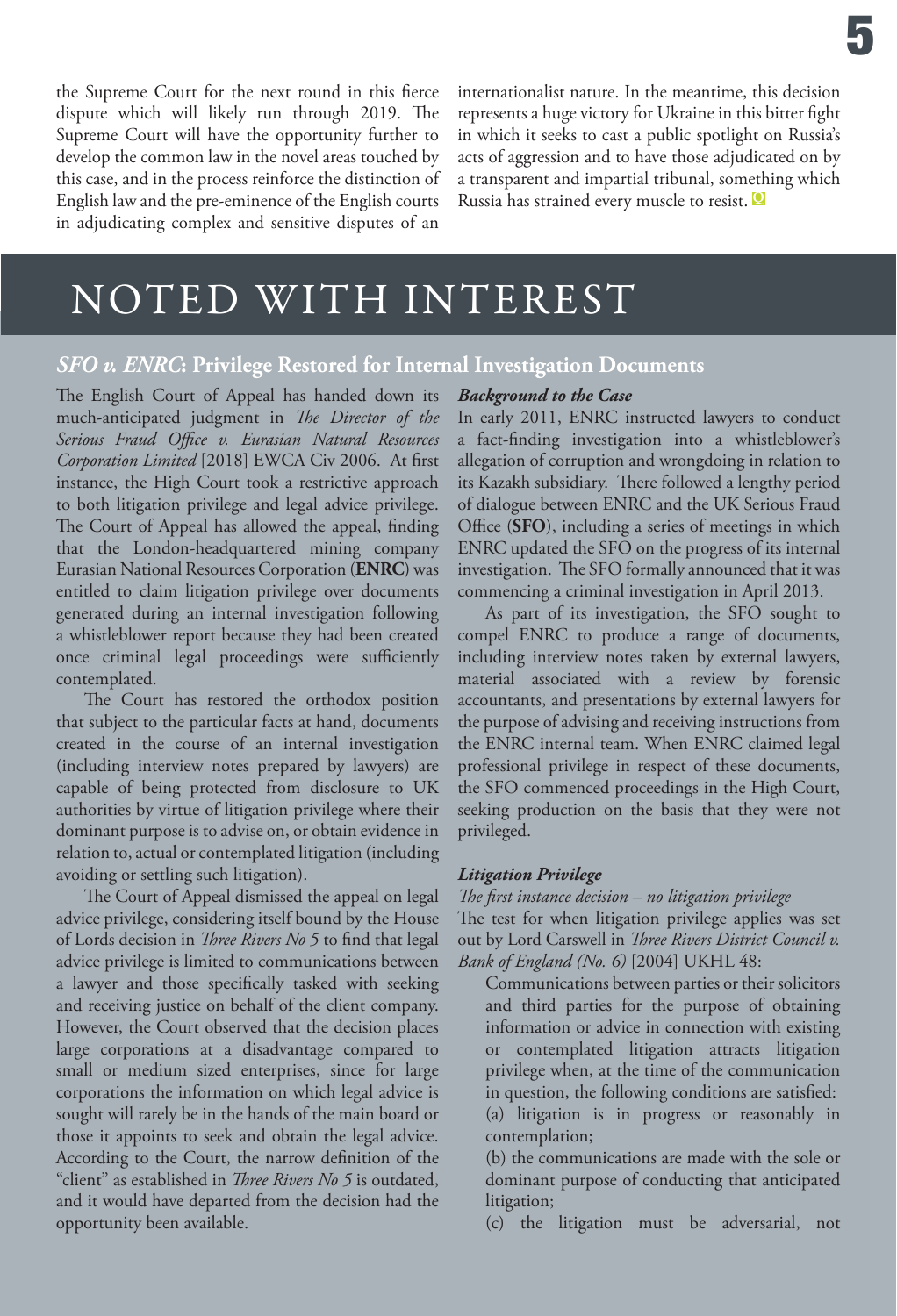the Supreme Court for the next round in this fierce dispute which will likely run through 2019. The Supreme Court will have the opportunity further to develop the common law in the novel areas touched by this case, and in the process reinforce the distinction of English law and the pre-eminence of the English courts in adjudicating complex and sensitive disputes of an internationalist nature. In the meantime, this decision represents a huge victory for Ukraine in this bitter fight in which it seeks to cast a public spotlight on Russia's acts of aggression and to have those adjudicated on by a transparent and impartial tribunal, something which Russia has strained every muscle to resist.

# NOTED WITH INTEREST

## *SFO v. ENRC*: Privilege Restored for Internal Investigation Documents

The English Court of Appeal has handed down its much-anticipated judgment in *The Director of the Serious Fraud Office v. Eurasian Natural Resources Corporation Limited* [2018] EWCA Civ 2006. At first instance, the High Court took a restrictive approach to both litigation privilege and legal advice privilege. The Court of Appeal has allowed the appeal, finding that the London-headquartered mining company Eurasian National Resources Corporation (**ENRC**) was entitled to claim litigation privilege over documents generated during an internal investigation following a whistleblower report because they had been created once criminal legal proceedings were sufficiently contemplated.

The Court has restored the orthodox position that subject to the particular facts at hand, documents created in the course of an internal investigation (including interview notes prepared by lawyers) are capable of being protected from disclosure to UK authorities by virtue of litigation privilege where their dominant purpose is to advise on, or obtain evidence in relation to, actual or contemplated litigation (including avoiding or settling such litigation).

The Court of Appeal dismissed the appeal on legal advice privilege, considering itself bound by the House of Lords decision in *Three Rivers No 5* to find that legal advice privilege is limited to communications between a lawyer and those specifically tasked with seeking and receiving justice on behalf of the client company. However, the Court observed that the decision places large corporations at a disadvantage compared to small or medium sized enterprises, since for large corporations the information on which legal advice is sought will rarely be in the hands of the main board or those it appoints to seek and obtain the legal advice. According to the Court, the narrow definition of the "client" as established in *Three Rivers No 5* is outdated, and it would have departed from the decision had the opportunity been available.

### *Background to the Case*

In early 2011, ENRC instructed lawyers to conduct a fact-finding investigation into a whistleblower's allegation of corruption and wrongdoing in relation to its Kazakh subsidiary. There followed a lengthy period of dialogue between ENRC and the UK Serious Fraud Office (**SFO**), including a series of meetings in which ENRC updated the SFO on the progress of its internal investigation. The SFO formally announced that it was commencing a criminal investigation in April 2013.

As part of its investigation, the SFO sought to compel ENRC to produce a range of documents, including interview notes taken by external lawyers, material associated with a review by forensic accountants, and presentations by external lawyers for the purpose of advising and receiving instructions from the ENRC internal team. When ENRC claimed legal professional privilege in respect of these documents, the SFO commenced proceedings in the High Court, seeking production on the basis that they were not privileged.

### *Litigation Privilege*

*The first instance decision – no litigation privilege*

The test for when litigation privilege applies was set out by Lord Carswell in *Three Rivers District Council v. Bank of England (No. 6)* [2004] UKHL 48:

> Communications between parties or their solicitors and third parties for the purpose of obtaining information or advice in connection with existing or contemplated litigation attracts litigation privilege when, at the time of the communication in question, the following conditions are satisfied:
>
> (a) litigation is in progress or reasonably in contemplation;
>
> (b) the communications are made with the sole or dominant purpose of conducting that anticipated litigation;
>
> (c) the litigation must be adversarial, not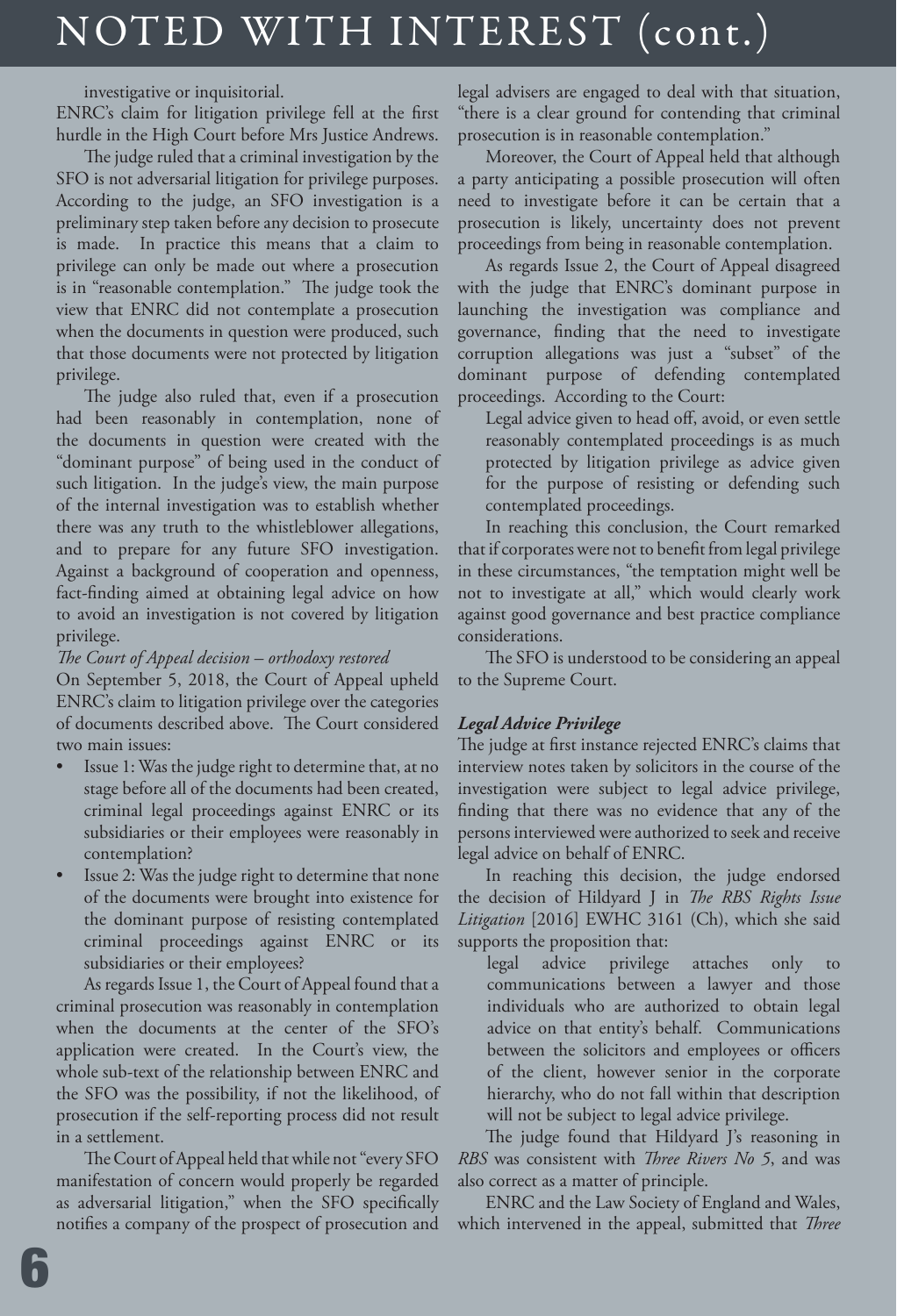investigative or inquisitorial.

ENRC's claim for litigation privilege fell at the first hurdle in the High Court before Mrs Justice Andrews.

The judge ruled that a criminal investigation by the SFO is not adversarial litigation for privilege purposes. According to the judge, an SFO investigation is a preliminary step taken before any decision to prosecute is made. In practice this means that a claim to privilege can only be made out where a prosecution is in "reasonable contemplation." The judge took the view that ENRC did not contemplate a prosecution when the documents in question were produced, such that those documents were not protected by litigation privilege.

The judge also ruled that, even if a prosecution had been reasonably in contemplation, none of the documents in question were created with the "dominant purpose" of being used in the conduct of such litigation. In the judge's view, the main purpose of the internal investigation was to establish whether there was any truth to the whistleblower allegations, and to prepare for any future SFO investigation. Against a background of cooperation and openness, fact-finding aimed at obtaining legal advice on how to avoid an investigation is not covered by litigation privilege.

*The Court of Appeal decision – orthodoxy restored*

On September 5, 2018, the Court of Appeal upheld ENRC's claim to litigation privilege over the categories of documents described above. The Court considered two main issues:

- Issue 1: Was the judge right to determine that, at no stage before all of the documents had been created, criminal legal proceedings against ENRC or its subsidiaries or their employees were reasonably in contemplation?
- Issue 2: Was the judge right to determine that none of the documents were brought into existence for the dominant purpose of resisting contemplated criminal proceedings against ENRC or its subsidiaries or their employees?

As regards Issue 1, the Court of Appeal found that a criminal prosecution was reasonably in contemplation when the documents at the center of the SFO's application were created. In the Court's view, the whole sub-text of the relationship between ENRC and the SFO was the possibility, if not the likelihood, of prosecution if the self-reporting process did not result in a settlement.

The Court of Appeal held that while not "every SFO manifestation of concern would properly be regarded as adversarial litigation," when the SFO specifically notifies a company of the prospect of prosecution and legal advisers are engaged to deal with that situation, "there is a clear ground for contending that criminal prosecution is in reasonable contemplation."

Moreover, the Court of Appeal held that although a party anticipating a possible prosecution will often need to investigate before it can be certain that a prosecution is likely, uncertainty does not prevent proceedings from being in reasonable contemplation.

As regards Issue 2, the Court of Appeal disagreed with the judge that ENRC's dominant purpose in launching the investigation was compliance and governance, finding that the need to investigate corruption allegations was just a "subset" of the dominant purpose of defending contemplated proceedings. According to the Court:

> Legal advice given to head off, avoid, or even settle reasonably contemplated proceedings is as much protected by litigation privilege as advice given for the purpose of resisting or defending such contemplated proceedings.

In reaching this conclusion, the Court remarked that if corporates were not to benefit from legal privilege in these circumstances, "the temptation might well be not to investigate at all," which would clearly work against good governance and best practice compliance considerations.

The SFO is understood to be considering an appeal to the Supreme Court.

***Legal Advice Privilege***

The judge at first instance rejected ENRC's claims that interview notes taken by solicitors in the course of the investigation were subject to legal advice privilege, finding that there was no evidence that any of the persons interviewed were authorized to seek and receive legal advice on behalf of ENRC.

In reaching this decision, the judge endorsed the decision of Hildyard J in *The RBS Rights Issue Litigation* [2016] EWHC 3161 (Ch), which she said supports the proposition that:

> legal advice privilege attaches only to communications between a lawyer and those individuals who are authorized to obtain legal advice on that entity's behalf. Communications between the solicitors and employees or officers of the client, however senior in the corporate hierarchy, who do not fall within that description will not be subject to legal advice privilege.

The judge found that Hildyard J's reasoning in *RBS* was consistent with *Three Rivers No 5*, and was also correct as a matter of principle.

ENRC and the Law Society of England and Wales, which intervened in the appeal, submitted that *Three*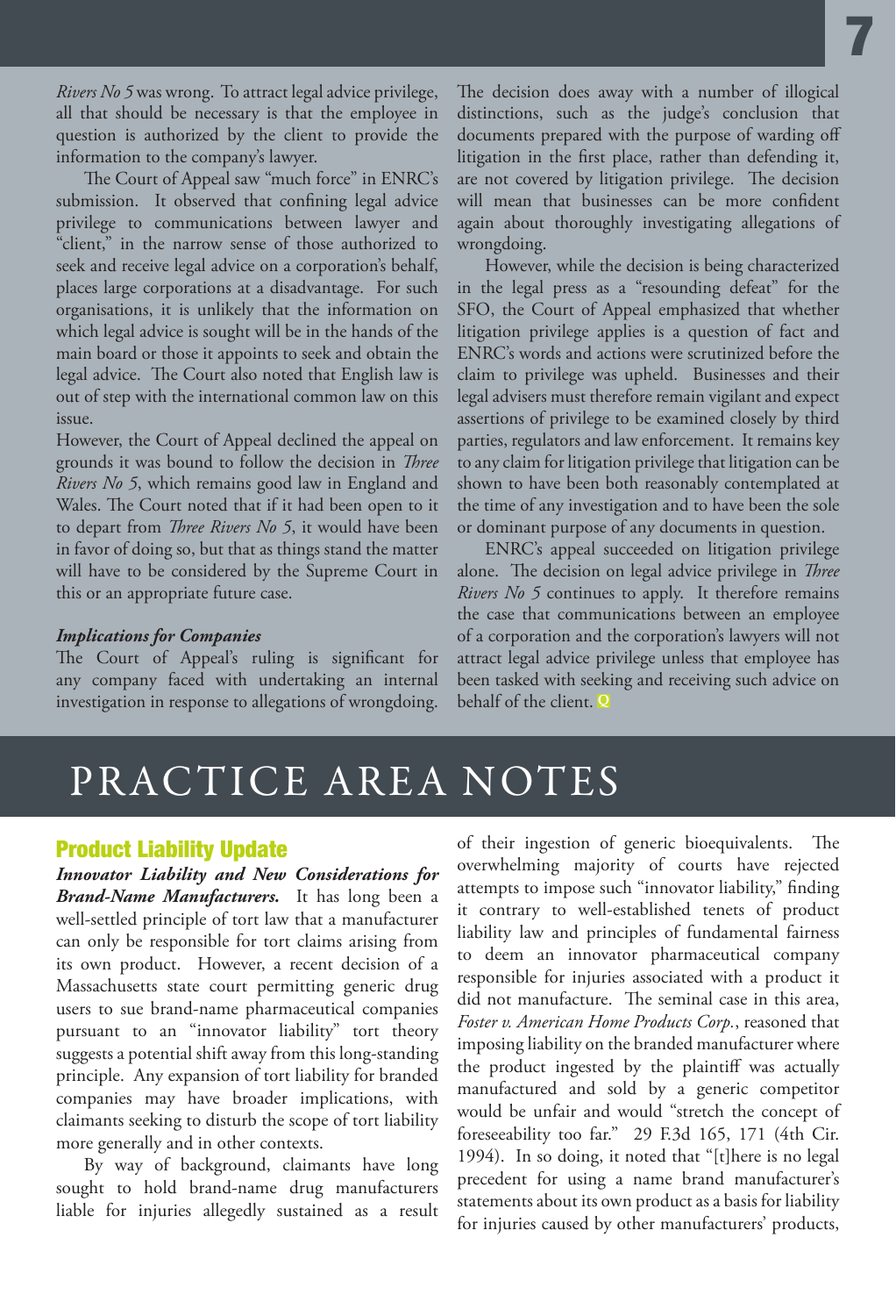*Rivers No 5* was wrong. To attract legal advice privilege, all that should be necessary is that the employee in question is authorized by the client to provide the information to the company's lawyer.

The Court of Appeal saw "much force" in ENRC's submission. It observed that confining legal advice privilege to communications between lawyer and "client," in the narrow sense of those authorized to seek and receive legal advice on a corporation's behalf, places large corporations at a disadvantage. For such organisations, it is unlikely that the information on which legal advice is sought will be in the hands of the main board or those it appoints to seek and obtain the legal advice. The Court also noted that English law is out of step with the international common law on this issue.

However, the Court of Appeal declined the appeal on grounds it was bound to follow the decision in *Three Rivers No 5*, which remains good law in England and Wales. The Court noted that if it had been open to it to depart from *Three Rivers No 5*, it would have been in favor of doing so, but that as things stand the matter will have to be considered by the Supreme Court in this or an appropriate future case.

***Implications for Companies***

The Court of Appeal's ruling is significant for any company faced with undertaking an internal investigation in response to allegations of wrongdoing. The decision does away with a number of illogical distinctions, such as the judge's conclusion that documents prepared with the purpose of warding off litigation in the first place, rather than defending it, are not covered by litigation privilege. The decision will mean that businesses can be more confident again about thoroughly investigating allegations of wrongdoing.

However, while the decision is being characterized in the legal press as a "resounding defeat" for the SFO, the Court of Appeal emphasized that whether litigation privilege applies is a question of fact and ENRC's words and actions were scrutinized before the claim to privilege was upheld. Businesses and their legal advisers must therefore remain vigilant and expect assertions of privilege to be examined closely by third parties, regulators and law enforcement. It remains key to any claim for litigation privilege that litigation can be shown to have been both reasonably contemplated at the time of any investigation and to have been the sole or dominant purpose of any documents in question.

ENRC's appeal succeeded on litigation privilege alone. The decision on legal advice privilege in *Three Rivers No 5* continues to apply. It therefore remains the case that communications between an employee of a corporation and the corporation's lawyers will not attract legal advice privilege unless that employee has been tasked with seeking and receiving such advice on behalf of the client. Q

# PRACTICE AREA NOTES

## Product Liability Update

***Innovator Liability and New Considerations for Brand-Name Manufacturers.*** It has long been a well-settled principle of tort law that a manufacturer can only be responsible for tort claims arising from its own product. However, a recent decision of a Massachusetts state court permitting generic drug users to sue brand-name pharmaceutical companies pursuant to an "innovator liability" tort theory suggests a potential shift away from this long-standing principle. Any expansion of tort liability for branded companies may have broader implications, with claimants seeking to disturb the scope of tort liability more generally and in other contexts.

By way of background, claimants have long sought to hold brand-name drug manufacturers liable for injuries allegedly sustained as a result of their ingestion of generic bioequivalents. The overwhelming majority of courts have rejected attempts to impose such "innovator liability," finding it contrary to well-established tenets of product liability law and principles of fundamental fairness to deem an innovator pharmaceutical company responsible for injuries associated with a product it did not manufacture. The seminal case in this area, *Foster v. American Home Products Corp.*, reasoned that imposing liability on the branded manufacturer where the product ingested by the plaintiff was actually manufactured and sold by a generic competitor would be unfair and would "stretch the concept of foreseeability too far." 29 F.3d 165, 171 (4th Cir. 1994). In so doing, it noted that "[t]here is no legal precedent for using a name brand manufacturer's statements about its own product as a basis for liability for injuries caused by other manufacturers' products,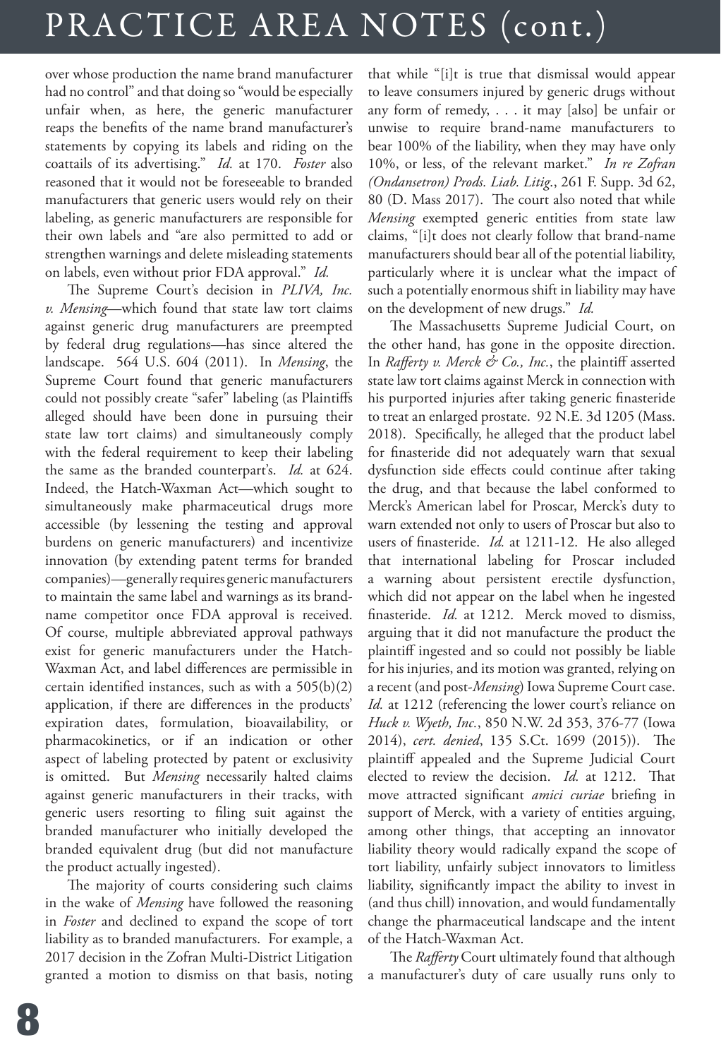over whose production the name brand manufacturer had no control" and that doing so "would be especially unfair when, as here, the generic manufacturer reaps the benefits of the name brand manufacturer's statements by copying its labels and riding on the coattails of its advertising." *Id.* at 170. *Foster* also reasoned that it would not be foreseeable to branded manufacturers that generic users would rely on their labeling, as generic manufacturers are responsible for their own labels and "are also permitted to add or strengthen warnings and delete misleading statements on labels, even without prior FDA approval." *Id.*

The Supreme Court's decision in *PLIVA, Inc. v. Mensing*—which found that state law tort claims against generic drug manufacturers are preempted by federal drug regulations—has since altered the landscape. 564 U.S. 604 (2011). In *Mensing*, the Supreme Court found that generic manufacturers could not possibly create "safer" labeling (as Plaintiffs alleged should have been done in pursuing their state law tort claims) and simultaneously comply with the federal requirement to keep their labeling the same as the branded counterpart's. *Id.* at 624. Indeed, the Hatch-Waxman Act—which sought to simultaneously make pharmaceutical drugs more accessible (by lessening the testing and approval burdens on generic manufacturers) and incentivize innovation (by extending patent terms for branded companies)—generally requires generic manufacturers to maintain the same label and warnings as its brand-name competitor once FDA approval is received. Of course, multiple abbreviated approval pathways exist for generic manufacturers under the Hatch-Waxman Act, and label differences are permissible in certain identified instances, such as with a 505(b)(2) application, if there are differences in the products' expiration dates, formulation, bioavailability, or pharmacokinetics, or if an indication or other aspect of labeling protected by patent or exclusivity is omitted. But *Mensing* necessarily halted claims against generic manufacturers in their tracks, with generic users resorting to filing suit against the branded manufacturer who initially developed the branded equivalent drug (but did not manufacture the product actually ingested).

The majority of courts considering such claims in the wake of *Mensing* have followed the reasoning in *Foster* and declined to expand the scope of tort liability as to branded manufacturers. For example, a 2017 decision in the Zofran Multi-District Litigation granted a motion to dismiss on that basis, noting that while "[i]t is true that dismissal would appear to leave consumers injured by generic drugs without any form of remedy, . . . it may [also] be unfair or unwise to require brand-name manufacturers to bear 100% of the liability, when they may have only 10%, or less, of the relevant market." *In re Zofran (Ondansetron) Prods. Liab. Litig.*, 261 F. Supp. 3d 62, 80 (D. Mass 2017). The court also noted that while *Mensing* exempted generic entities from state law claims, "[i]t does not clearly follow that brand-name manufacturers should bear all of the potential liability, particularly where it is unclear what the impact of such a potentially enormous shift in liability may have on the development of new drugs." *Id.*

The Massachusetts Supreme Judicial Court, on the other hand, has gone in the opposite direction. In *Rafferty v. Merck & Co., Inc.*, the plaintiff asserted state law tort claims against Merck in connection with his purported injuries after taking generic finasteride to treat an enlarged prostate. 92 N.E. 3d 1205 (Mass. 2018). Specifically, he alleged that the product label for finasteride did not adequately warn that sexual dysfunction side effects could continue after taking the drug, and that because the label conformed to Merck's American label for Proscar, Merck's duty to warn extended not only to users of Proscar but also to users of finasteride. *Id.* at 1211-12. He also alleged that international labeling for Proscar included a warning about persistent erectile dysfunction, which did not appear on the label when he ingested finasteride. *Id.* at 1212. Merck moved to dismiss, arguing that it did not manufacture the product the plaintiff ingested and so could not possibly be liable for his injuries, and its motion was granted, relying on a recent (and post-*Mensing*) Iowa Supreme Court case. *Id.* at 1212 (referencing the lower court's reliance on *Huck v. Wyeth, Inc.*, 850 N.W. 2d 353, 376-77 (Iowa 2014), *cert. denied*, 135 S.Ct. 1699 (2015)). The plaintiff appealed and the Supreme Judicial Court elected to review the decision. *Id.* at 1212. That move attracted significant *amici curiae* briefing in support of Merck, with a variety of entities arguing, among other things, that accepting an innovator liability theory would radically expand the scope of tort liability, unfairly subject innovators to limitless liability, significantly impact the ability to invest in (and thus chill) innovation, and would fundamentally change the pharmaceutical landscape and the intent of the Hatch-Waxman Act.

The *Rafferty* Court ultimately found that although a manufacturer's duty of care usually runs only to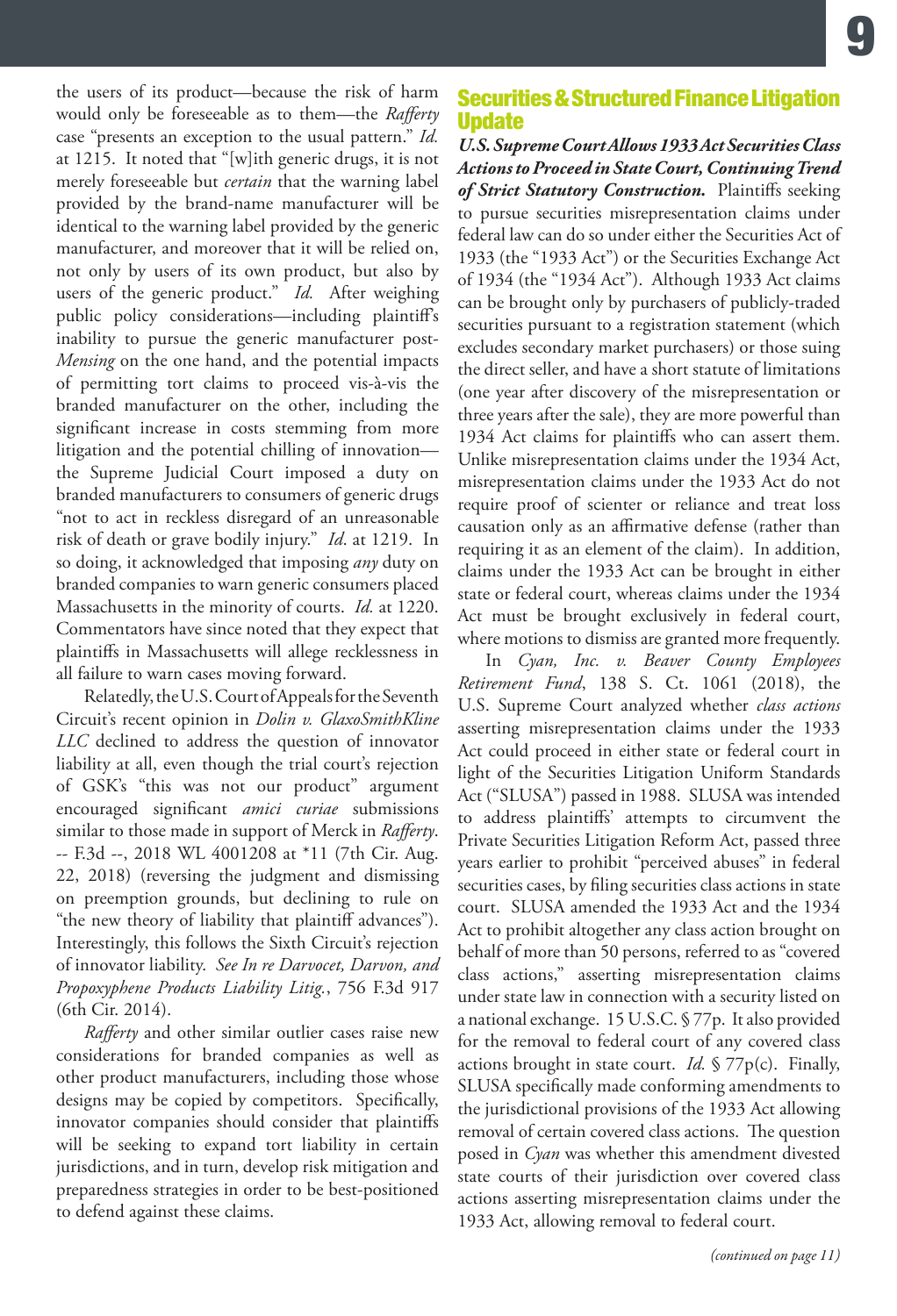the users of its product—because the risk of harm would only be foreseeable as to them—the *Rafferty* case "presents an exception to the usual pattern." *Id.* at 1215. It noted that "[w]ith generic drugs, it is not merely foreseeable but *certain* that the warning label provided by the brand-name manufacturer will be identical to the warning label provided by the generic manufacturer, and moreover that it will be relied on, not only by users of its own product, but also by users of the generic product." *Id.* After weighing public policy considerations—including plaintiff's inability to pursue the generic manufacturer post-*Mensing* on the one hand, and the potential impacts of permitting tort claims to proceed vis-à-vis the branded manufacturer on the other, including the significant increase in costs stemming from more litigation and the potential chilling of innovation—the Supreme Judicial Court imposed a duty on branded manufacturers to consumers of generic drugs "not to act in reckless disregard of an unreasonable risk of death or grave bodily injury." *Id*. at 1219. In so doing, it acknowledged that imposing *any* duty on branded companies to warn generic consumers placed Massachusetts in the minority of courts. *Id.* at 1220. Commentators have since noted that they expect that plaintiffs in Massachusetts will allege recklessness in all failure to warn cases moving forward.

Relatedly, the U.S. Court of Appeals for the Seventh Circuit's recent opinion in *Dolin v. GlaxoSmithKline LLC* declined to address the question of innovator liability at all, even though the trial court's rejection of GSK's "this was not our product" argument encouraged significant *amici curiae* submissions similar to those made in support of Merck in *Rafferty*. -- F.3d --, 2018 WL 4001208 at *11 (7th Cir. Aug. 22, 2018) (reversing the judgment and dismissing on preemption grounds, but declining to rule on "the new theory of liability that plaintiff advances"). Interestingly, this follows the Sixth Circuit's rejection of innovator liability. *See In re Darvocet, Darvon, and Propoxyphene Products Liability Litig.*, 756 F.3d 917 (6th Cir. 2014).

*Rafferty* and other similar outlier cases raise new considerations for branded companies as well as other product manufacturers, including those whose designs may be copied by competitors. Specifically, innovator companies should consider that plaintiffs will be seeking to expand tort liability in certain jurisdictions, and in turn, develop risk mitigation and preparedness strategies in order to be best-positioned to defend against these claims.

## Securities & Structured Finance Litigation Update

***U.S. Supreme Court Allows 1933 Act Securities Class Actions to Proceed in State Court, Continuing Trend of Strict Statutory Construction.*** Plaintiffs seeking to pursue securities misrepresentation claims under federal law can do so under either the Securities Act of 1933 (the "1933 Act") or the Securities Exchange Act of 1934 (the "1934 Act"). Although 1933 Act claims can be brought only by purchasers of publicly-traded securities pursuant to a registration statement (which excludes secondary market purchasers) or those suing the direct seller, and have a short statute of limitations (one year after discovery of the misrepresentation or three years after the sale), they are more powerful than 1934 Act claims for plaintiffs who can assert them. Unlike misrepresentation claims under the 1934 Act, misrepresentation claims under the 1933 Act do not require proof of scienter or reliance and treat loss causation only as an affirmative defense (rather than requiring it as an element of the claim). In addition, claims under the 1933 Act can be brought in either state or federal court, whereas claims under the 1934 Act must be brought exclusively in federal court, where motions to dismiss are granted more frequently.

In *Cyan, Inc. v. Beaver County Employees Retirement Fund*, 138 S. Ct. 1061 (2018), the U.S. Supreme Court analyzed whether *class actions* asserting misrepresentation claims under the 1933 Act could proceed in either state or federal court in light of the Securities Litigation Uniform Standards Act ("SLUSA") passed in 1988. SLUSA was intended to address plaintiffs' attempts to circumvent the Private Securities Litigation Reform Act, passed three years earlier to prohibit "perceived abuses" in federal securities cases, by filing securities class actions in state court. SLUSA amended the 1933 Act and the 1934 Act to prohibit altogether any class action brought on behalf of more than 50 persons, referred to as "covered class actions," asserting misrepresentation claims under state law in connection with a security listed on a national exchange. 15 U.S.C. § 77p. It also provided for the removal to federal court of any covered class actions brought in state court. *Id.* § 77p(c). Finally, SLUSA specifically made conforming amendments to the jurisdictional provisions of the 1933 Act allowing removal of certain covered class actions. The question posed in *Cyan* was whether this amendment divested state courts of their jurisdiction over covered class actions asserting misrepresentation claims under the 1933 Act, allowing removal to federal court.

*(continued on page 11)*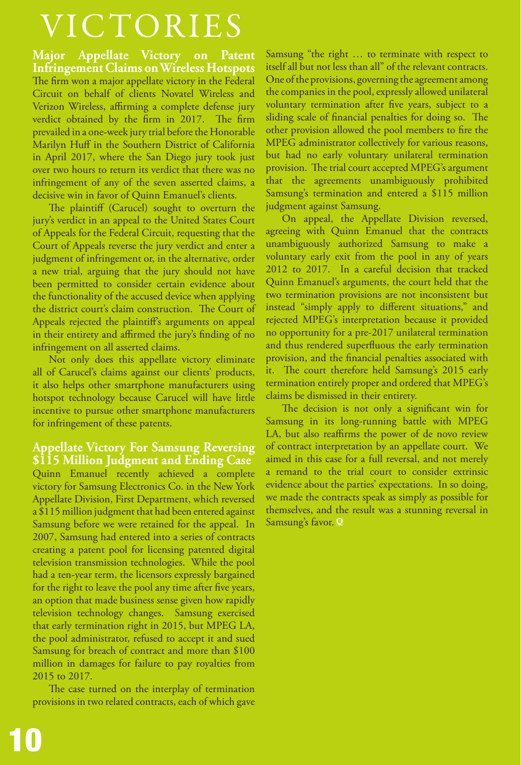# VICTORIES

## Major Appellate Victory on Patent Infringement Claims on Wireless Hotspots

The firm won a major appellate victory in the Federal Circuit on behalf of clients Novatel Wireless and Verizon Wireless, affirming a complete defense jury verdict obtained by the firm in 2017. The firm prevailed in a one-week jury trial before the Honorable Marilyn Huff in the Southern District of California in April 2017, where the San Diego jury took just over two hours to return its verdict that there was no infringement of any of the seven asserted claims, a decisive win in favor of Quinn Emanuel's clients.

The plaintiff (Carucel) sought to overturn the jury's verdict in an appeal to the United States Court of Appeals for the Federal Circuit, requesting that the Court of Appeals reverse the jury verdict and enter a judgment of infringement or, in the alternative, order a new trial, arguing that the jury should not have been permitted to consider certain evidence about the functionality of the accused device when applying the district court's claim construction. The Court of Appeals rejected the plaintiff's arguments on appeal in their entirety and affirmed the jury's finding of no infringement on all asserted claims.

Not only does this appellate victory eliminate all of Carucel's claims against our clients' products, it also helps other smartphone manufacturers using hotspot technology because Carucel will have little incentive to pursue other smartphone manufacturers for infringement of these patents.

## Appellate Victory For Samsung Reversing $115 Million Judgment and Ending Case

Quinn Emanuel recently achieved a complete victory for Samsung Electronics Co. in the New York Appellate Division, First Department, which reversed a $115 million judgment that had been entered against Samsung before we were retained for the appeal. In 2007, Samsung had entered into a series of contracts creating a patent pool for licensing patented digital television transmission technologies. While the pool had a ten-year term, the licensors expressly bargained for the right to leave the pool any time after five years, an option that made business sense given how rapidly television technology changes. Samsung exercised that early termination right in 2015, but MPEG LA, the pool administrator, refused to accept it and sued Samsung for breach of contract and more than $100 million in damages for failure to pay royalties from 2015 to 2017.

The case turned on the interplay of termination provisions in two related contracts, each of which gave Samsung "the right … to terminate with respect to itself all but not less than all" of the relevant contracts. One of the provisions, governing the agreement among the companies in the pool, expressly allowed unilateral voluntary termination after five years, subject to a sliding scale of financial penalties for doing so. The other provision allowed the pool members to fire the MPEG administrator collectively for various reasons, but had no early voluntary unilateral termination provision. The trial court accepted MPEG's argument that the agreements unambiguously prohibited Samsung's termination and entered a $115 million judgment against Samsung.

On appeal, the Appellate Division reversed, agreeing with Quinn Emanuel that the contracts unambiguously authorized Samsung to make a voluntary early exit from the pool in any of years 2012 to 2017. In a careful decision that tracked Quinn Emanuel's arguments, the court held that the two termination provisions are not inconsistent but instead "simply apply to different situations," and rejected MPEG's interpretation because it provided no opportunity for a pre-2017 unilateral termination and thus rendered superfluous the early termination provision, and the financial penalties associated with it. The court therefore held Samsung's 2015 early termination entirely proper and ordered that MPEG's claims be dismissed in their entirety.

The decision is not only a significant win for Samsung in its long-running battle with MPEG LA, but also reaffirms the power of de novo review of contract interpretation by an appellate court. We aimed in this case for a full reversal, and not merely a remand to the trial court to consider extrinsic evidence about the parties' expectations. In so doing, we made the contracts speak as simply as possible for themselves, and the result was a stunning reversal in Samsung's favor. Q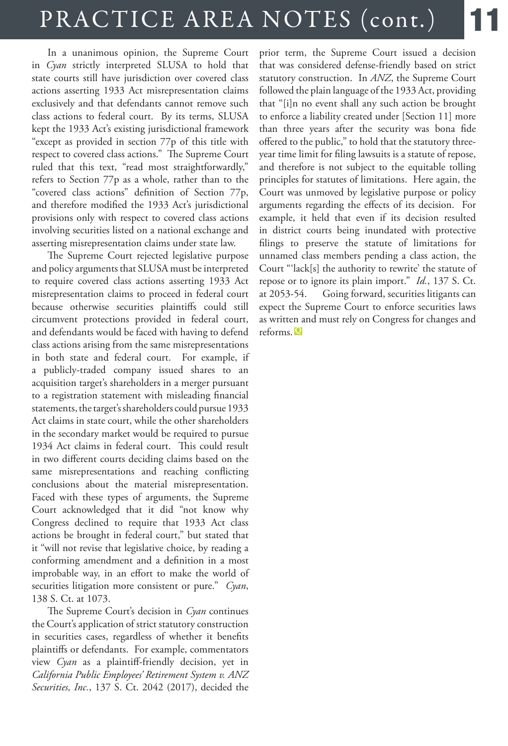In a unanimous opinion, the Supreme Court in *Cyan* strictly interpreted SLUSA to hold that state courts still have jurisdiction over covered class actions asserting 1933 Act misrepresentation claims exclusively and that defendants cannot remove such class actions to federal court. By its terms, SLUSA kept the 1933 Act's existing jurisdictional framework "except as provided in section 77p of this title with respect to covered class actions." The Supreme Court ruled that this text, "read most straightforwardly," refers to Section 77p as a whole, rather than to the "covered class actions" definition of Section 77p, and therefore modified the 1933 Act's jurisdictional provisions only with respect to covered class actions involving securities listed on a national exchange and asserting misrepresentation claims under state law.

The Supreme Court rejected legislative purpose and policy arguments that SLUSA must be interpreted to require covered class actions asserting 1933 Act misrepresentation claims to proceed in federal court because otherwise securities plaintiffs could still circumvent protections provided in federal court, and defendants would be faced with having to defend class actions arising from the same misrepresentations in both state and federal court. For example, if a publicly-traded company issued shares to an acquisition target's shareholders in a merger pursuant to a registration statement with misleading financial statements, the target's shareholders could pursue 1933 Act claims in state court, while the other shareholders in the secondary market would be required to pursue 1934 Act claims in federal court. This could result in two different courts deciding claims based on the same misrepresentations and reaching conflicting conclusions about the material misrepresentation. Faced with these types of arguments, the Supreme Court acknowledged that it did "not know why Congress declined to require that 1933 Act class actions be brought in federal court," but stated that it "will not revise that legislative choice, by reading a conforming amendment and a definition in a most improbable way, in an effort to make the world of securities litigation more consistent or pure." *Cyan*, 138 S. Ct. at 1073.

The Supreme Court's decision in *Cyan* continues the Court's application of strict statutory construction in securities cases, regardless of whether it benefits plaintiffs or defendants. For example, commentators view *Cyan* as a plaintiff-friendly decision, yet in *California Public Employees' Retirement System v. ANZ Securities, Inc.*, 137 S. Ct. 2042 (2017), decided the prior term, the Supreme Court issued a decision that was considered defense-friendly based on strict statutory construction. In *ANZ*, the Supreme Court followed the plain language of the 1933 Act, providing that "[i]n no event shall any such action be brought to enforce a liability created under [Section 11] more than three years after the security was bona fide offered to the public," to hold that the statutory three-year time limit for filing lawsuits is a statute of repose, and therefore is not subject to the equitable tolling principles for statutes of limitations. Here again, the Court was unmoved by legislative purpose or policy arguments regarding the effects of its decision. For example, it held that even if its decision resulted in district courts being inundated with protective filings to preserve the statute of limitations for unnamed class members pending a class action, the Court "'lack[s] the authority to rewrite' the statute of repose or to ignore its plain import." *Id.*, 137 S. Ct. at 2053-54. Going forward, securities litigants can expect the Supreme Court to enforce securities laws as written and must rely on Congress for changes and reforms.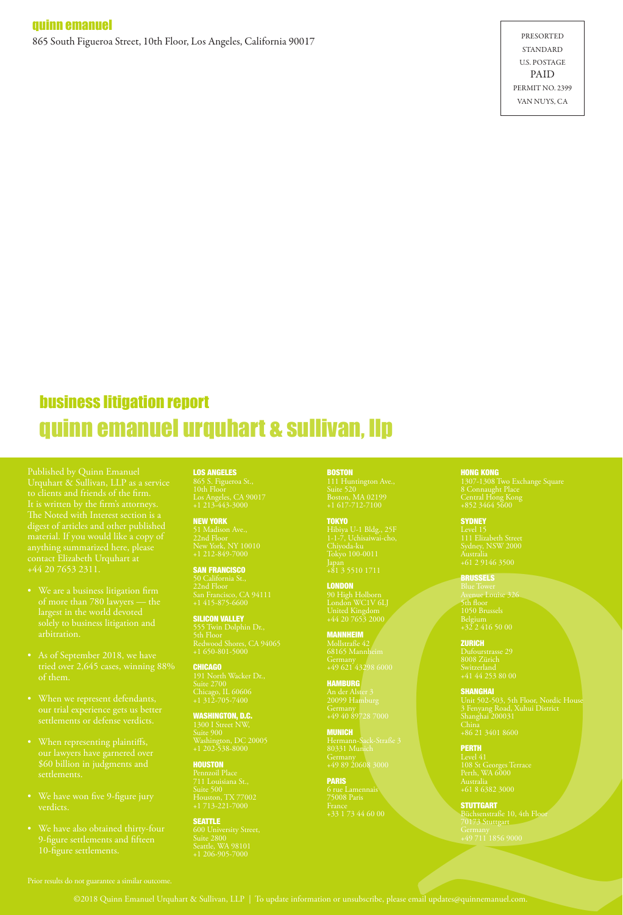quinn emanuel

865 South Figueroa Street, 10th Floor, Los Angeles, California 90017

PRESORTED
STANDARD
U.S. POSTAGE
PAID
PERMIT NO. 2399
VAN NUYS, CA

## business litigation report

# quinn emanuel urquhart & sullivan, llp

Published by Quinn Emanuel Urquhart & Sullivan, LLP as a service to clients and friends of the firm. It is written by the firm's attorneys. The Noted with Interest section is a digest of articles and other published material. If you would like a copy of anything summarized here, please contact Elizabeth Urquhart at +44 20 7653 2311.

- We are a business litigation firm of more than 780 lawyers — the largest in the world devoted solely to business litigation and arbitration.
- As of September 2018, we have tried over 2,645 cases, winning 88% of them.
- When we represent defendants, our trial experience gets us better settlements or defense verdicts.
- When representing plaintiffs, our lawyers have garnered over $60 billion in judgments and settlements.
- We have won five 9-figure jury verdicts.
- We have also obtained thirty-four 9-figure settlements and fifteen 10-figure settlements.

Prior results do not guarantee a similar outcome.

**LOS ANGELES**
865 S. Figueroa St.,
10th Floor
Los Angeles, CA 90017
+1 213-443-3000

**NEW YORK**
51 Madison Ave.,
22nd Floor
New York, NY 10010
+1 212-849-7000

**SAN FRANCISCO**
50 California St.,
22nd Floor
San Francisco, CA 94111
+1 415-875-6600

**SILICON VALLEY**
555 Twin Dolphin Dr.,
5th Floor
Redwood Shores, CA 94065
+1 650-801-5000

**CHICAGO**
191 North Wacker Dr.,
Suite 2700
Chicago, IL 60606
+1 312-705-7400

**WASHINGTON, D.C.**
1300 I Street NW,
Suite 900
Washington, DC 20005
+1 202-538-8000

**HOUSTON**
Pennzoil Place
711 Louisiana St.,
Suite 500
Houston, TX 77002
+1 713-221-7000

**SEATTLE**
600 University Street,
Suite 2800
Seattle, WA 98101
+1 206-905-7000

**BOSTON**
111 Huntington Ave.,
Suite 520
Boston, MA 02199
+1 617-712-7100

**TOKYO**
Hibiya U-1 Bldg., 25F
1-1-7, Uchisaiwai-cho,
Chiyoda-ku
Tokyo 100-0011
Japan
+81 3 5510 1711

**LONDON**
90 High Holborn
London WC1V 6LJ
United Kingdom
+44 20 7653 2000

**MANNHEIM**
Mollstraße 42
68165 Mannheim
Germany
+49 621 43298 6000

**HAMBURG**
An der Alster 3
20099 Hamburg
Germany
+49 40 89728 7000

**MUNICH**
Hermann-Sack-Straße 3
80331 Munich
Germany
+49 89 20608 3000

**PARIS**
6 rue Lamennais
75008 Paris
France
+33 1 73 44 60 00

**HONG KONG**
1307-1308 Two Exchange Square
8 Connaught Place
Central Hong Kong
+852 3464 5600

**SYDNEY**
Level 15
111 Elizabeth Street
Sydney, NSW 2000
Australia
+61 2 9146 3500

**BRUSSELS**
Blue Tower
Avenue Louise 326
5th floor
1050 Brussels
Belgium
+32 2 416 50 00

**ZURICH**
Dufourstrasse 29
8008 Zürich
Switzerland
+41 44 253 80 00

**SHANGHAI**
Unit 502-503, 5th Floor, Nordic House
3 Fenyang Road, Xuhui District
Shanghai 200031
China
+86 21 3401 8600

**PERTH**
Level 41
108 St Georges Terrace
Perth, WA 6000
Australia
+61 8 6382 3000

**STUTTGART**
Büchsenstraße 10, 4th Floor
70173 Stuttgart
Germany
+49 711 1856 9000

©2018 Quinn Emanuel Urquhart & Sullivan, LLP | To update information or unsubscribe, please email updates@quinnemanuel.com.